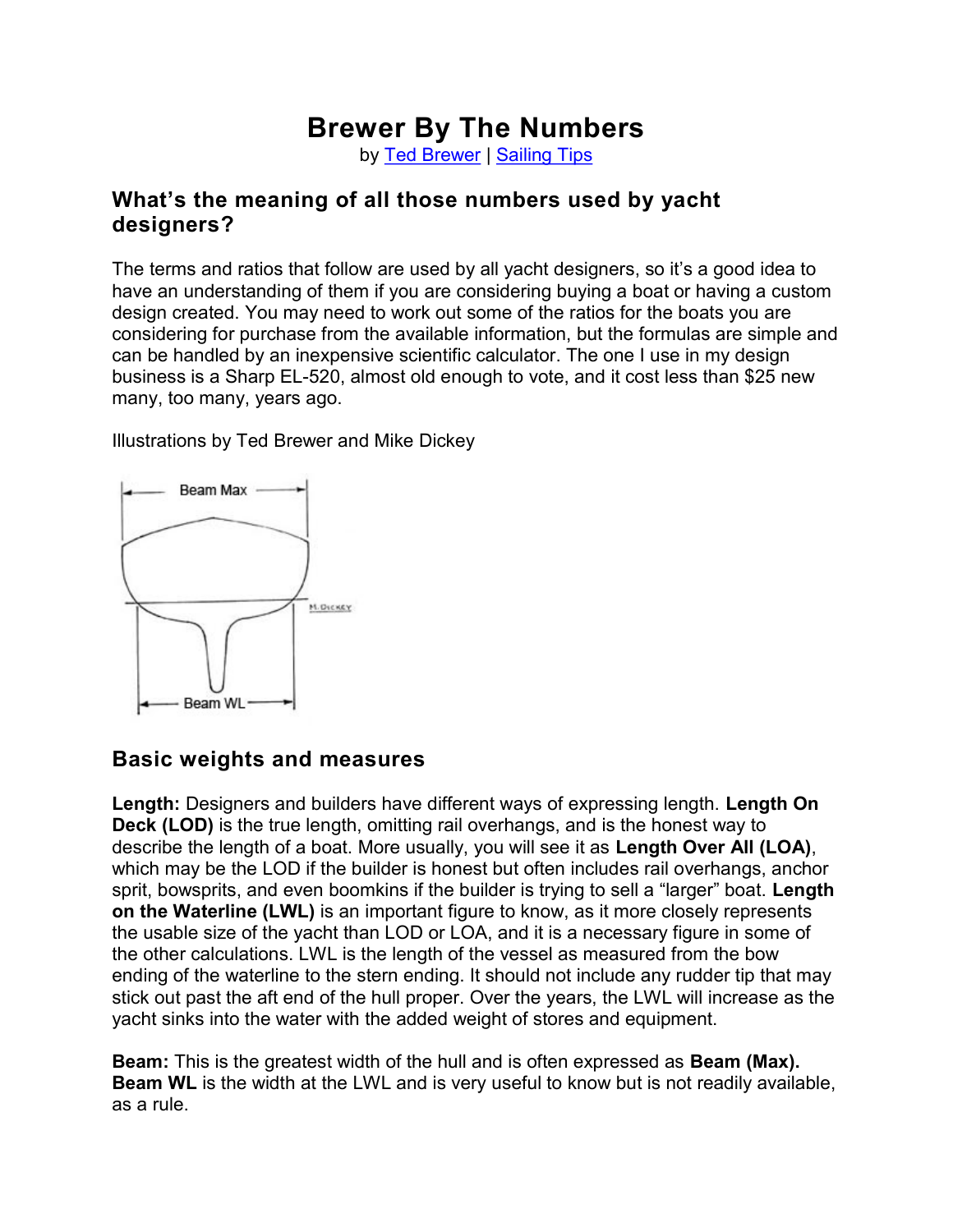# Brewer By The Numbers

by Ted Brewer | Sailing Tips

## What's the meaning of all those numbers used by yacht designers?

The terms and ratios that follow are used by all yacht designers, so it's a good idea to have an understanding of them if you are considering buying a boat or having a custom design created. You may need to work out some of the ratios for the boats you are considering for purchase from the available information, but the formulas are simple and can be handled by an inexpensive scientific calculator. The one I use in my design business is a Sharp EL-520, almost old enough to vote, and it cost less than $25 new many, too many, years ago.

Illustrations by Ted Brewer and Mike Dickey

## Basic weights and measures

**Length:** Designers and builders have different ways of expressing length. **Length On Deck (LOD)** is the true length, omitting rail overhangs, and is the honest way to describe the length of a boat. More usually, you will see it as **Length Over All (LOA)**, which may be the LOD if the builder is honest but often includes rail overhangs, anchor sprit, bowsprits, and even boomkins if the builder is trying to sell a "larger" boat. **Length on the Waterline (LWL)** is an important figure to know, as it more closely represents the usable size of the yacht than LOD or LOA, and it is a necessary figure in some of the other calculations. LWL is the length of the vessel as measured from the bow ending of the waterline to the stern ending. It should not include any rudder tip that may stick out past the aft end of the hull proper. Over the years, the LWL will increase as the yacht sinks into the water with the added weight of stores and equipment.

**Beam:** This is the greatest width of the hull and is often expressed as **Beam (Max). Beam WL** is the width at the LWL and is very useful to know but is not readily available, as a rule.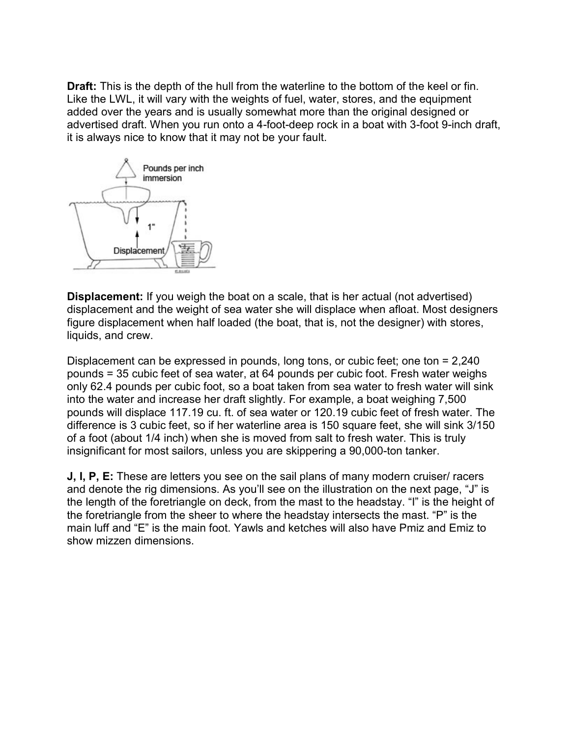**Draft:** This is the depth of the hull from the waterline to the bottom of the keel or fin. Like the LWL, it will vary with the weights of fuel, water, stores, and the equipment added over the years and is usually somewhat more than the original designed or advertised draft. When you run onto a 4-foot-deep rock in a boat with 3-foot 9-inch draft, it is always nice to know that it may not be your fault.

**Displacement:** If you weigh the boat on a scale, that is her actual (not advertised) displacement and the weight of sea water she will displace when afloat. Most designers figure displacement when half loaded (the boat, that is, not the designer) with stores, liquids, and crew.

Displacement can be expressed in pounds, long tons, or cubic feet; one ton = 2,240 pounds = 35 cubic feet of sea water, at 64 pounds per cubic foot. Fresh water weighs only 62.4 pounds per cubic foot, so a boat taken from sea water to fresh water will sink into the water and increase her draft slightly. For example, a boat weighing 7,500 pounds will displace 117.19 cu. ft. of sea water or 120.19 cubic feet of fresh water. The difference is 3 cubic feet, so if her waterline area is 150 square feet, she will sink 3/150 of a foot (about 1/4 inch) when she is moved from salt to fresh water. This is truly insignificant for most sailors, unless you are skippering a 90,000-ton tanker.

**J, I, P, E:** These are letters you see on the sail plans of many modern cruiser/ racers and denote the rig dimensions. As you'll see on the illustration on the next page, "J" is the length of the foretriangle on deck, from the mast to the headstay. "I" is the height of the foretriangle from the sheer to where the headstay intersects the mast. "P" is the main luff and "E" is the main foot. Yawls and ketches will also have Pmiz and Emiz to show mizzen dimensions.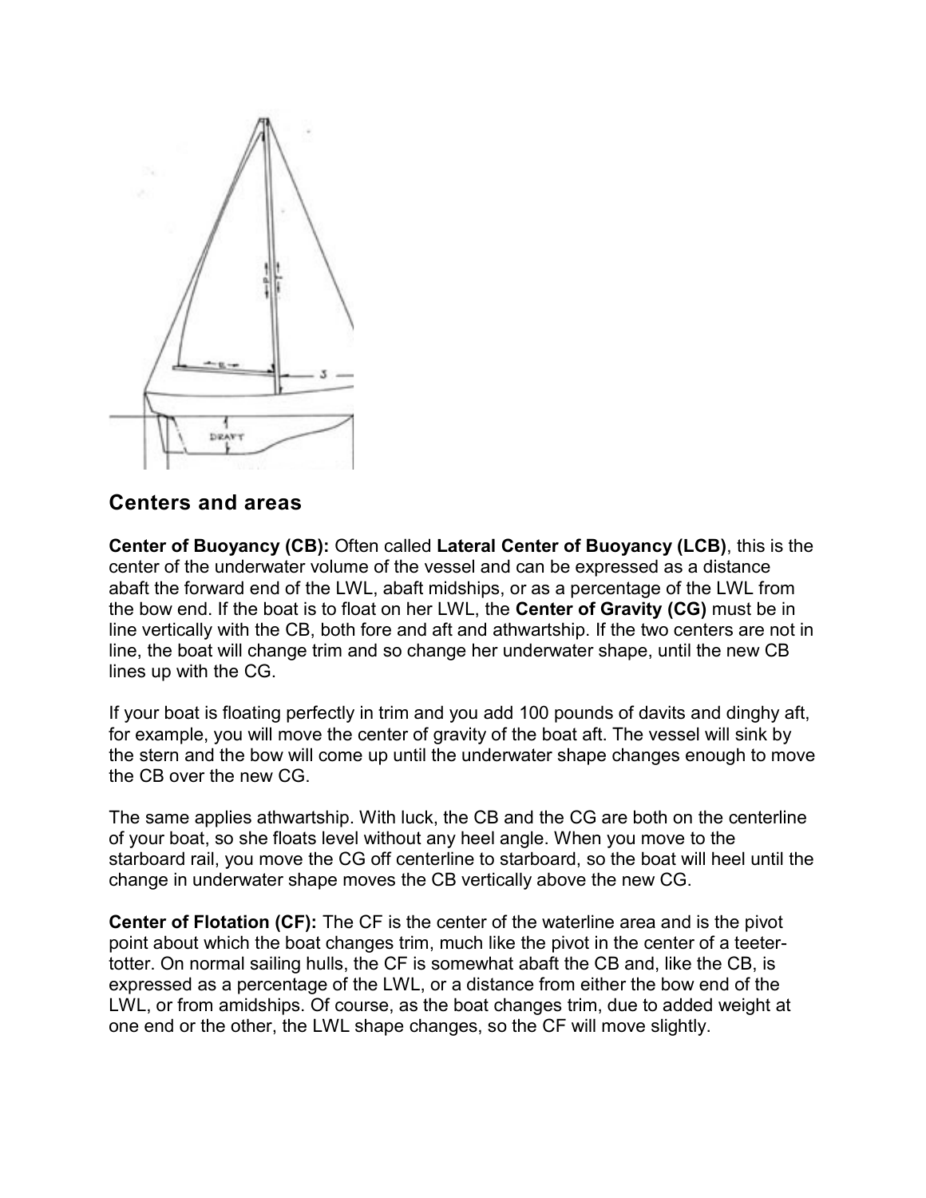## Centers and areas

**Center of Buoyancy (CB):** Often called **Lateral Center of Buoyancy (LCB)**, this is the center of the underwater volume of the vessel and can be expressed as a distance abaft the forward end of the LWL, abaft midships, or as a percentage of the LWL from the bow end. If the boat is to float on her LWL, the **Center of Gravity (CG)** must be in line vertically with the CB, both fore and aft and athwartship. If the two centers are not in line, the boat will change trim and so change her underwater shape, until the new CB lines up with the CG.

If your boat is floating perfectly in trim and you add 100 pounds of davits and dinghy aft, for example, you will move the center of gravity of the boat aft. The vessel will sink by the stern and the bow will come up until the underwater shape changes enough to move the CB over the new CG.

The same applies athwartship. With luck, the CB and the CG are both on the centerline of your boat, so she floats level without any heel angle. When you move to the starboard rail, you move the CG off centerline to starboard, so the boat will heel until the change in underwater shape moves the CB vertically above the new CG.

**Center of Flotation (CF):** The CF is the center of the waterline area and is the pivot point about which the boat changes trim, much like the pivot in the center of a teeter-totter. On normal sailing hulls, the CF is somewhat abaft the CB and, like the CB, is expressed as a percentage of the LWL, or a distance from either the bow end of the LWL, or from amidships. Of course, as the boat changes trim, due to added weight at one end or the other, the LWL shape changes, so the CF will move slightly.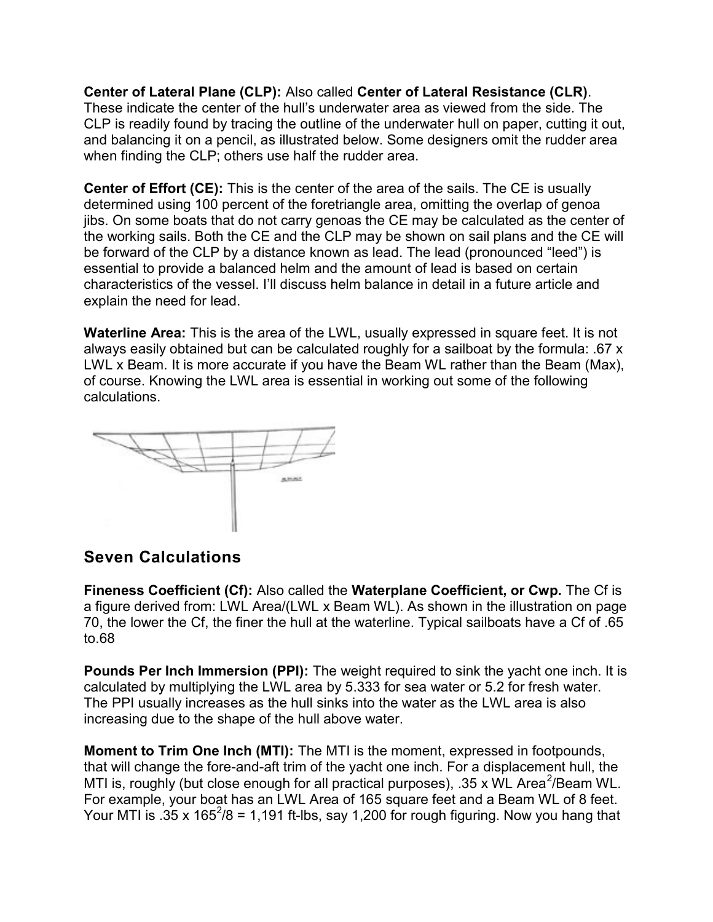**Center of Lateral Plane (CLP):** Also called **Center of Lateral Resistance (CLR)**. These indicate the center of the hull's underwater area as viewed from the side. The CLP is readily found by tracing the outline of the underwater hull on paper, cutting it out, and balancing it on a pencil, as illustrated below. Some designers omit the rudder area when finding the CLP; others use half the rudder area.

**Center of Effort (CE):** This is the center of the area of the sails. The CE is usually determined using 100 percent of the foretriangle area, omitting the overlap of genoa jibs. On some boats that do not carry genoas the CE may be calculated as the center of the working sails. Both the CE and the CLP may be shown on sail plans and the CE will be forward of the CLP by a distance known as lead. The lead (pronounced "leed") is essential to provide a balanced helm and the amount of lead is based on certain characteristics of the vessel. I'll discuss helm balance in detail in a future article and explain the need for lead.

**Waterline Area:** This is the area of the LWL, usually expressed in square feet. It is not always easily obtained but can be calculated roughly for a sailboat by the formula: .67 x LWL x Beam. It is more accurate if you have the Beam WL rather than the Beam (Max), of course. Knowing the LWL area is essential in working out some of the following calculations.

## Seven Calculations

**Fineness Coefficient (Cf):** Also called the **Waterplane Coefficient, or Cwp.** The Cf is a figure derived from: LWL Area/(LWL x Beam WL). As shown in the illustration on page 70, the lower the Cf, the finer the hull at the waterline. Typical sailboats have a Cf of .65 to.68

**Pounds Per Inch Immersion (PPI):** The weight required to sink the yacht one inch. It is calculated by multiplying the LWL area by 5.333 for sea water or 5.2 for fresh water. The PPI usually increases as the hull sinks into the water as the LWL area is also increasing due to the shape of the hull above water.

**Moment to Trim One Inch (MTI):** The MTI is the moment, expressed in footpounds, that will change the fore-and-aft trim of the yacht one inch. For a displacement hull, the MTI is, roughly (but close enough for all practical purposes), .35 x WL Area$^2$/Beam WL. For example, your boat has an LWL Area of 165 square feet and a Beam WL of 8 feet. Your MTI is .35 x 165$^2$/8 = 1,191 ft-lbs, say 1,200 for rough figuring. Now you hang that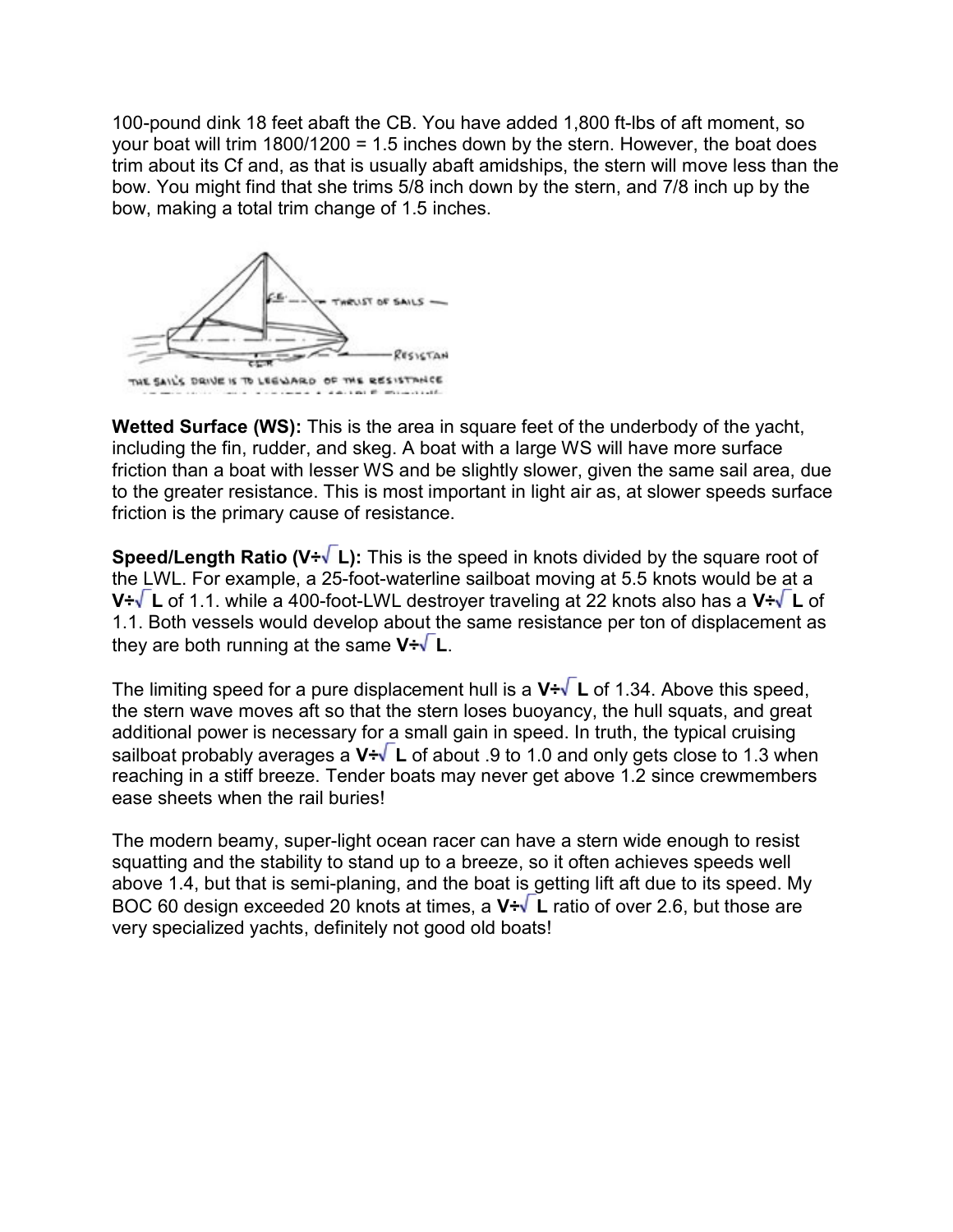100-pound dink 18 feet abaft the CB. You have added 1,800 ft-lbs of aft moment, so your boat will trim 1800/1200 = 1.5 inches down by the stern. However, the boat does trim about its Cf and, as that is usually abaft amidships, the stern will move less than the bow. You might find that she trims 5/8 inch down by the stern, and 7/8 inch up by the bow, making a total trim change of 1.5 inches.

THE SAIL'S DRIVE IS TO LEEWARD OF THE RESISTANCE

**Wetted Surface (WS):** This is the area in square feet of the underbody of the yacht, including the fin, rudder, and skeg. A boat with a large WS will have more surface friction than a boat with lesser WS and be slightly slower, given the same sail area, due to the greater resistance. This is most important in light air as, at slower speeds surface friction is the primary cause of resistance.

**Speed/Length Ratio ($V \div \sqrt{L}$):** This is the speed in knots divided by the square root of the LWL. For example, a 25-foot-waterline sailboat moving at 5.5 knots would be at a $V \div \sqrt{L}$ of 1.1. while a 400-foot-LWL destroyer traveling at 22 knots also has a $V \div \sqrt{L}$ of 1.1. Both vessels would develop about the same resistance per ton of displacement as they are both running at the same $V \div \sqrt{L}$.

The limiting speed for a pure displacement hull is a $V \div \sqrt{L}$ of 1.34. Above this speed, the stern wave moves aft so that the stern loses buoyancy, the hull squats, and great additional power is necessary for a small gain in speed. In truth, the typical cruising sailboat probably averages a $V \div \sqrt{L}$ of about .9 to 1.0 and only gets close to 1.3 when reaching in a stiff breeze. Tender boats may never get above 1.2 since crewmembers ease sheets when the rail buries!

The modern beamy, super-light ocean racer can have a stern wide enough to resist squatting and the stability to stand up to a breeze, so it often achieves speeds well above 1.4, but that is semi-planing, and the boat is getting lift aft due to its speed. My BOC 60 design exceeded 20 knots at times, a $V \div \sqrt{L}$ ratio of over 2.6, but those are very specialized yachts, definitely not good old boats!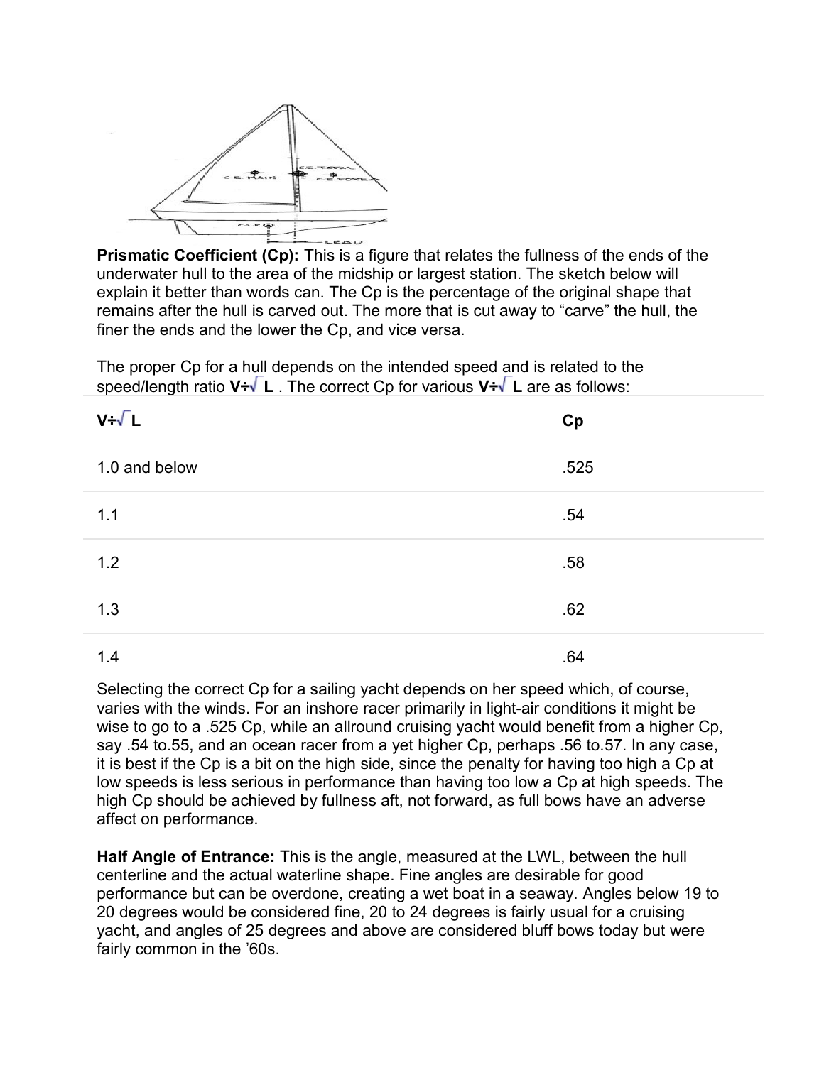**Prismatic Coefficient (Cp):** This is a figure that relates the fullness of the ends of the underwater hull to the area of the midship or largest station. The sketch below will explain it better than words can. The Cp is the percentage of the original shape that remains after the hull is carved out. The more that is cut away to “carve” the hull, the finer the ends and the lower the Cp, and vice versa.

The proper Cp for a hull depends on the intended speed and is related to the speed/length ratio **V÷√ L** . The correct Cp for various **V÷√ L** are as follows:

| V÷√ L | Cp |
| --- | --- |
| 1.0 and below | .525 |
| 1.1 | .54 |
| 1.2 | .58 |
| 1.3 | .62 |
| 1.4 | .64 |

Selecting the correct Cp for a sailing yacht depends on her speed which, of course, varies with the winds. For an inshore racer primarily in light-air conditions it might be wise to go to a .525 Cp, while an allround cruising yacht would benefit from a higher Cp, say .54 to.55, and an ocean racer from a yet higher Cp, perhaps .56 to.57. In any case, it is best if the Cp is a bit on the high side, since the penalty for having too high a Cp at low speeds is less serious in performance than having too low a Cp at high speeds. The high Cp should be achieved by fullness aft, not forward, as full bows have an adverse affect on performance.

**Half Angle of Entrance:** This is the angle, measured at the LWL, between the hull centerline and the actual waterline shape. Fine angles are desirable for good performance but can be overdone, creating a wet boat in a seaway. Angles below 19 to 20 degrees would be considered fine, 20 to 24 degrees is fairly usual for a cruising yacht, and angles of 25 degrees and above are considered bluff bows today but were fairly common in the ’60s.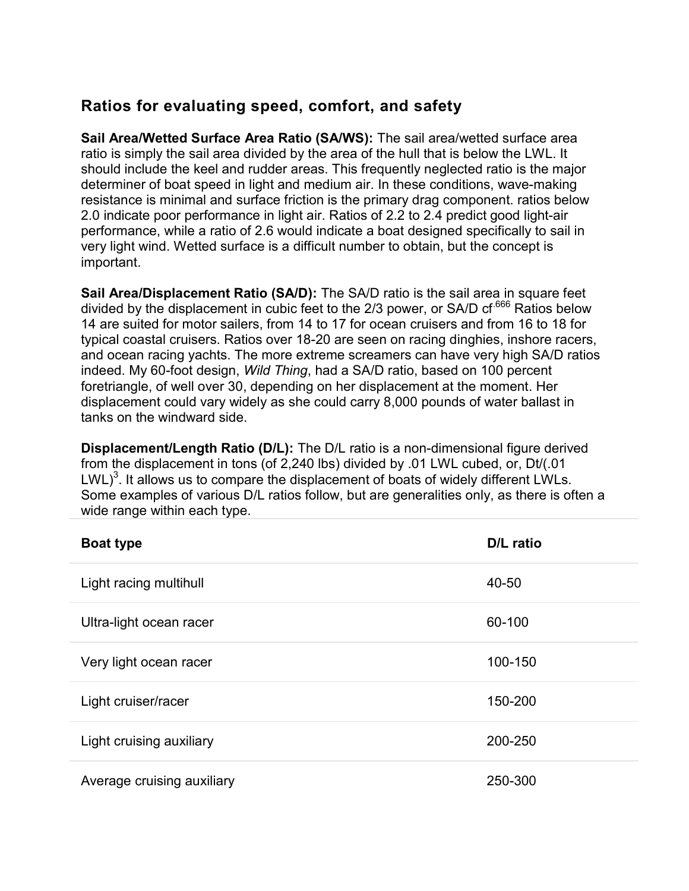## Ratios for evaluating speed, comfort, and safety

**Sail Area/Wetted Surface Area Ratio (SA/WS):** The sail area/wetted surface area ratio is simply the sail area divided by the area of the hull that is below the LWL. It should include the keel and rudder areas. This frequently neglected ratio is the major determiner of boat speed in light and medium air. In these conditions, wave-making resistance is minimal and surface friction is the primary drag component. ratios below 2.0 indicate poor performance in light air. Ratios of 2.2 to 2.4 predict good light-air performance, while a ratio of 2.6 would indicate a boat designed specifically to sail in very light wind. Wetted surface is a difficult number to obtain, but the concept is important.

**Sail Area/Displacement Ratio (SA/D):** The SA/D ratio is the sail area in square feet divided by the displacement in cubic feet to the 2/3 power, or SA/D $cf^{.666}$ Ratios below 14 are suited for motor sailers, from 14 to 17 for ocean cruisers and from 16 to 18 for typical coastal cruisers. Ratios over 18-20 are seen on racing dinghies, inshore racers, and ocean racing yachts. The more extreme screamers can have very high SA/D ratios indeed. My 60-foot design, *Wild Thing*, had a SA/D ratio, based on 100 percent foretriangle, of well over 30, depending on her displacement at the moment. Her displacement could vary widely as she could carry 8,000 pounds of water ballast in tanks on the windward side.

**Displacement/Length Ratio (D/L):** The D/L ratio is a non-dimensional figure derived from the displacement in tons (of 2,240 lbs) divided by .01 LWL cubed, or, $Dt/(.01\ LWL)^3$. It allows us to compare the displacement of boats of widely different LWLs. Some examples of various D/L ratios follow, but are generalities only, as there is often a wide range within each type.

| Boat type | D/L ratio |
|---|---|
| Light racing multihull | 40-50 |
| Ultra-light ocean racer | 60-100 |
| Very light ocean racer | 100-150 |
| Light cruiser/racer | 150-200 |
| Light cruising auxiliary | 200-250 |
| Average cruising auxiliary | 250-300 |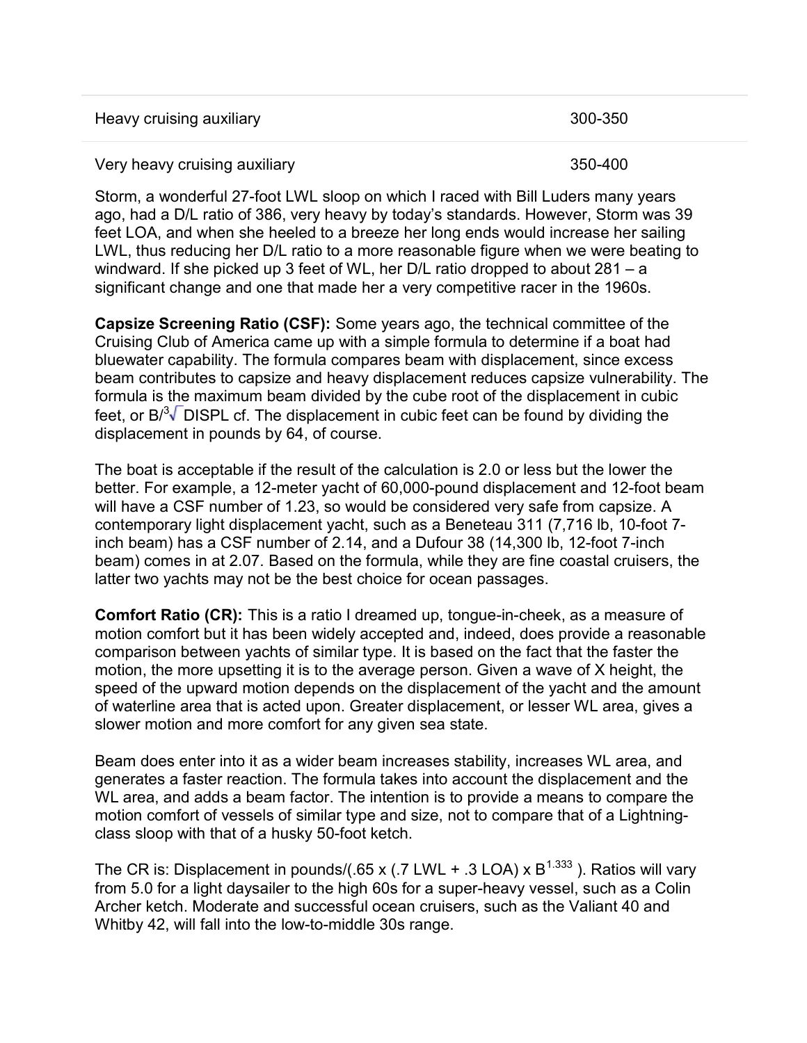| | |
|---|---|
| Heavy cruising auxiliary | 300-350 |
| Very heavy cruising auxiliary | 350-400 |

Storm, a wonderful 27-foot LWL sloop on which I raced with Bill Luders many years ago, had a D/L ratio of 386, very heavy by today's standards. However, Storm was 39 feet LOA, and when she heeled to a breeze her long ends would increase her sailing LWL, thus reducing her D/L ratio to a more reasonable figure when we were beating to windward. If she picked up 3 feet of WL, her D/L ratio dropped to about 281 – a significant change and one that made her a very competitive racer in the 1960s.

**Capsize Screening Ratio (CSF):** Some years ago, the technical committee of the Cruising Club of America came up with a simple formula to determine if a boat had bluewater capability. The formula compares beam with displacement, since excess beam contributes to capsize and heavy displacement reduces capsize vulnerability. The formula is the maximum beam divided by the cube root of the displacement in cubic feet, or $B/\sqrt[3]{\text{DISPL cf}}$. The displacement in cubic feet can be found by dividing the displacement in pounds by 64, of course.

The boat is acceptable if the result of the calculation is 2.0 or less but the lower the better. For example, a 12-meter yacht of 60,000-pound displacement and 12-foot beam will have a CSF number of 1.23, so would be considered very safe from capsize. A contemporary light displacement yacht, such as a Beneteau 311 (7,716 lb, 10-foot 7-inch beam) has a CSF number of 2.14, and a Dufour 38 (14,300 lb, 12-foot 7-inch beam) comes in at 2.07. Based on the formula, while they are fine coastal cruisers, the latter two yachts may not be the best choice for ocean passages.

**Comfort Ratio (CR):** This is a ratio I dreamed up, tongue-in-cheek, as a measure of motion comfort but it has been widely accepted and, indeed, does provide a reasonable comparison between yachts of similar type. It is based on the fact that the faster the motion, the more upsetting it is to the average person. Given a wave of X height, the speed of the upward motion depends on the displacement of the yacht and the amount of waterline area that is acted upon. Greater displacement, or lesser WL area, gives a slower motion and more comfort for any given sea state.

Beam does enter into it as a wider beam increases stability, increases WL area, and generates a faster reaction. The formula takes into account the displacement and the WL area, and adds a beam factor. The intention is to provide a means to compare the motion comfort of vessels of similar type and size, not to compare that of a Lightning-class sloop with that of a husky 50-foot ketch.

The CR is: Displacement in pounds/($.65 \times (.7\ \text{LWL} + .3\ \text{LOA}) \times B^{1.333}$). Ratios will vary from 5.0 for a light daysailer to the high 60s for a super-heavy vessel, such as a Colin Archer ketch. Moderate and successful ocean cruisers, such as the Valiant 40 and Whitby 42, will fall into the low-to-middle 30s range.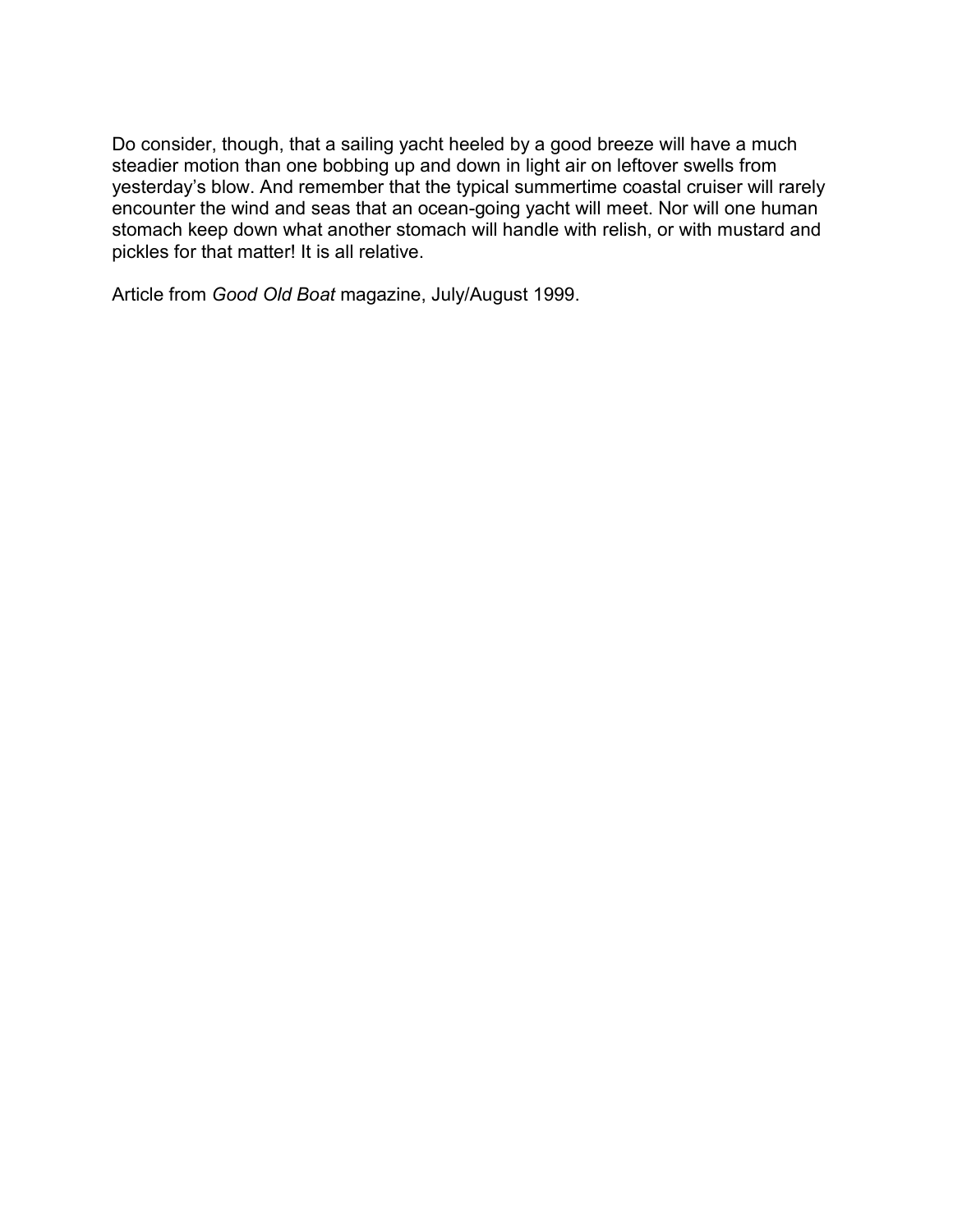Do consider, though, that a sailing yacht heeled by a good breeze will have a much steadier motion than one bobbing up and down in light air on leftover swells from yesterday's blow. And remember that the typical summertime coastal cruiser will rarely encounter the wind and seas that an ocean-going yacht will meet. Nor will one human stomach keep down what another stomach will handle with relish, or with mustard and pickles for that matter! It is all relative.

Article from *Good Old Boat* magazine, July/August 1999.